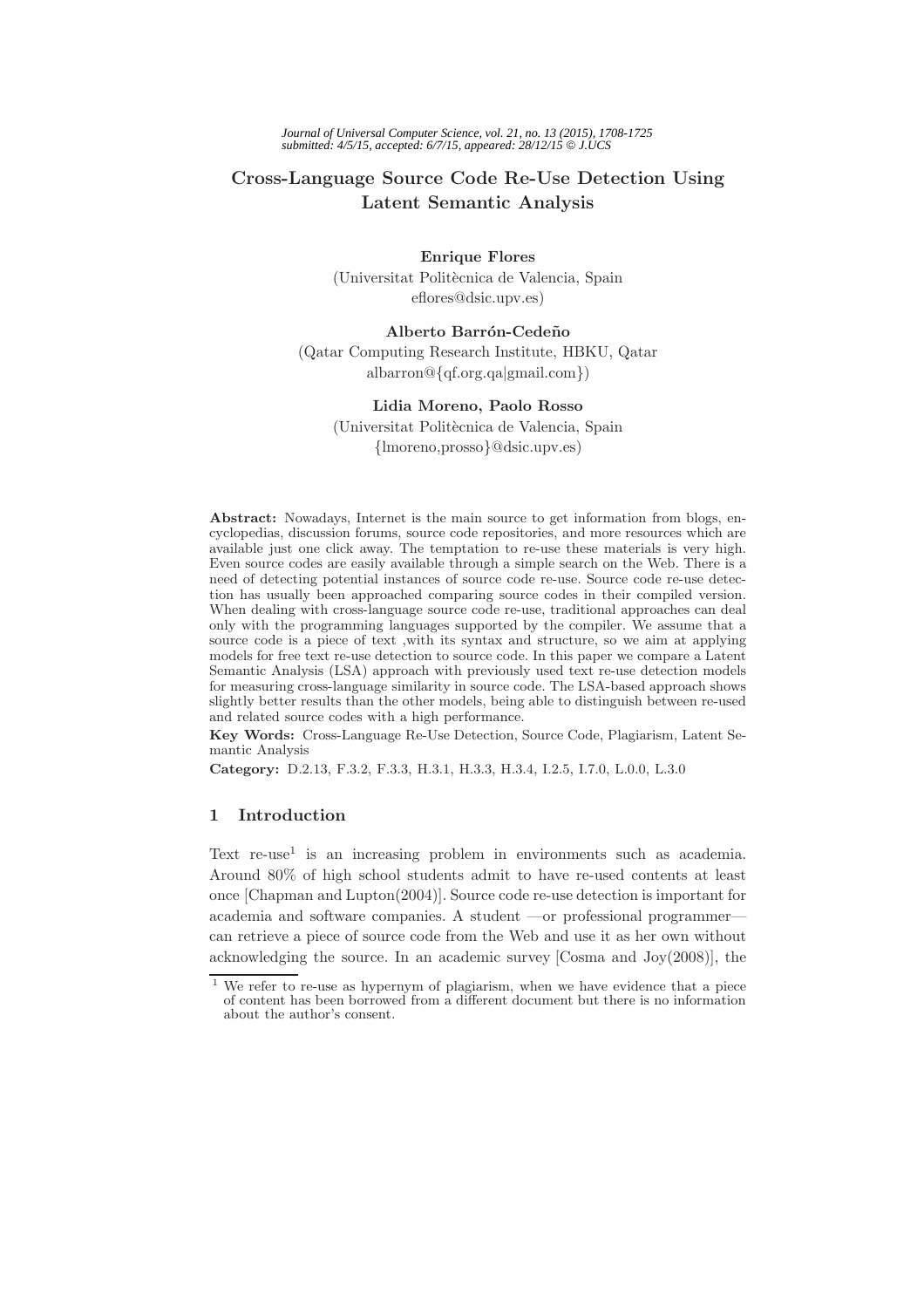*Journal of Universal Computer Science, vol. 21, no. 13 (2015), 1708-1725*
*submitted: 4/5/15, accepted: 6/7/15, appeared: 28/12/15 © J.UCS*

# Cross-Language Source Code Re-Use Detection Using Latent Semantic Analysis

**Enrique Flores**
(Universitat Politècnica de Valencia, Spain
eflores@dsic.upv.es)

**Alberto Barrón-Cedeño**
(Qatar Computing Research Institute, HBKU, Qatar
albarron@{qf.org.qa|gmail.com})

**Lidia Moreno, Paolo Rosso**
(Universitat Politècnica de Valencia, Spain
{lmoreno,prosso}@dsic.upv.es)

**Abstract:** Nowadays, Internet is the main source to get information from blogs, encyclopedias, discussion forums, source code repositories, and more resources which are available just one click away. The temptation to re-use these materials is very high. Even source codes are easily available through a simple search on the Web. There is a need of detecting potential instances of source code re-use. Source code re-use detection has usually been approached comparing source codes in their compiled version. When dealing with cross-language source code re-use, traditional approaches can deal only with the programming languages supported by the compiler. We assume that a source code is a piece of text ,with its syntax and structure, so we aim at applying models for free text re-use detection to source code. In this paper we compare a Latent Semantic Analysis (LSA) approach with previously used text re-use detection models for measuring cross-language similarity in source code. The LSA-based approach shows slightly better results than the other models, being able to distinguish between re-used and related source codes with a high performance.

**Key Words:** Cross-Language Re-Use Detection, Source Code, Plagiarism, Latent Semantic Analysis

**Category:** D.2.13, F.3.2, F.3.3, H.3.1, H.3.3, H.3.4, I.2.5, I.7.0, L.0.0, L.3.0

## 1 Introduction

Text re-use[1] is an increasing problem in environments such as academia. Around 80% of high school students admit to have re-used contents at least once [Chapman and Lupton(2004)]. Source code re-use detection is important for academia and software companies. A student —or professional programmer— can retrieve a piece of source code from the Web and use it as her own without acknowledging the source. In an academic survey [Cosma and Joy(2008)], the

[1] We refer to re-use as hypernym of plagiarism, when we have evidence that a piece of content has been borrowed from a different document but there is no information about the author's consent.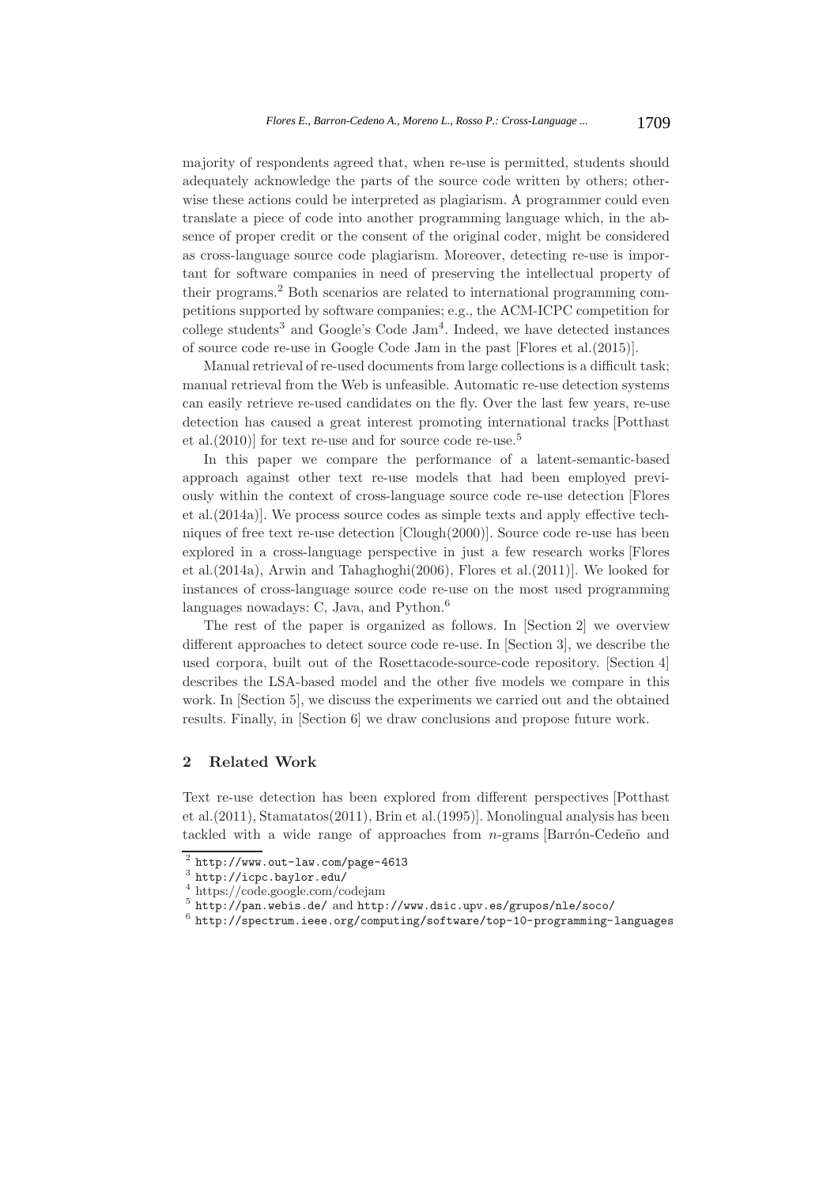majority of respondents agreed that, when re-use is permitted, students should adequately acknowledge the parts of the source code written by others; otherwise these actions could be interpreted as plagiarism. A programmer could even translate a piece of code into another programming language which, in the absence of proper credit or the consent of the original coder, might be considered as cross-language source code plagiarism. Moreover, detecting re-use is important for software companies in need of preserving the intellectual property of their programs.[2] Both scenarios are related to international programming competitions supported by software companies; e.g., the ACM-ICPC competition for college students[3] and Google's Code Jam[4]. Indeed, we have detected instances of source code re-use in Google Code Jam in the past [Flores et al.(2015)].

Manual retrieval of re-used documents from large collections is a difficult task; manual retrieval from the Web is unfeasible. Automatic re-use detection systems can easily retrieve re-used candidates on the fly. Over the last few years, re-use detection has caused a great interest promoting international tracks [Potthast et al.(2010)] for text re-use and for source code re-use.[5]

In this paper we compare the performance of a latent-semantic-based approach against other text re-use models that had been employed previously within the context of cross-language source code re-use detection [Flores et al.(2014a)]. We process source codes as simple texts and apply effective techniques of free text re-use detection [Clough(2000)]. Source code re-use has been explored in a cross-language perspective in just a few research works [Flores et al.(2014a), Arwin and Tahaghoghi(2006), Flores et al.(2011)]. We looked for instances of cross-language source code re-use on the most used programming languages nowadays: C, Java, and Python.[6]

The rest of the paper is organized as follows. In [Section 2] we overview different approaches to detect source code re-use. In [Section 3], we describe the used corpora, built out of the Rosettacode-source-code repository. [Section 4] describes the LSA-based model and the other five models we compare in this work. In [Section 5], we discuss the experiments we carried out and the obtained results. Finally, in [Section 6] we draw conclusions and propose future work.

## 2 Related Work

Text re-use detection has been explored from different perspectives [Potthast et al.(2011), Stamatatos(2011), Brin et al.(1995)]. Monolingual analysis has been tackled with a wide range of approaches from $n$-grams [Barrón-Cedeño and

[2] http://www.out-law.com/page-4613

[3] http://icpc.baylor.edu/

[4] https://code.google.com/codejam

[5] http://pan.webis.de/ and http://www.dsic.upv.es/grupos/nle/soco/

[6] http://spectrum.ieee.org/computing/software/top-10-programming-languages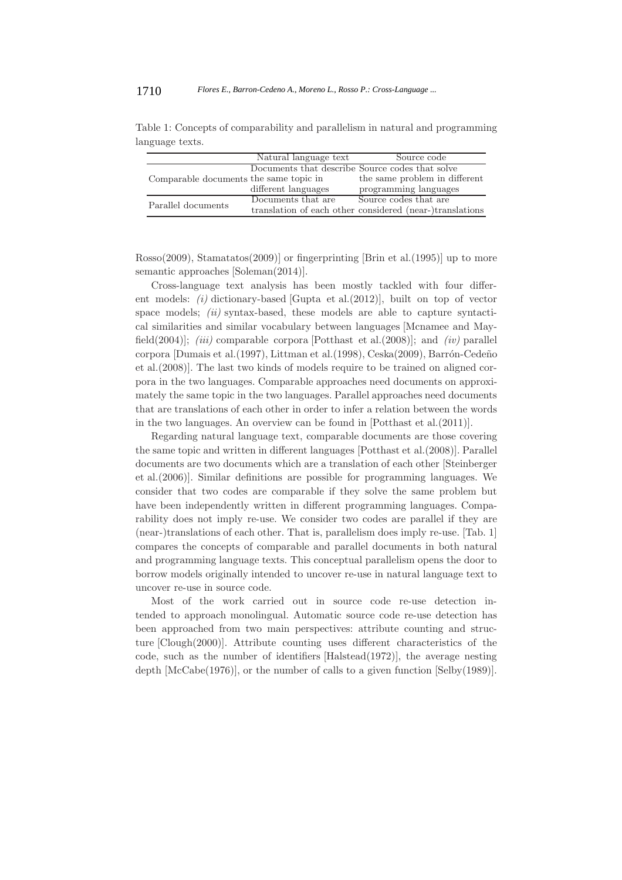Table 1: Concepts of comparability and parallelism in natural and programming language texts.

| | Natural language text | Source code |
|---|---|---|
| Comparable documents | Documents that describe the same topic in different languages | Source codes that solve the same problem in different programming languages |
| Parallel documents | Documents that are translation of each other | Source codes that are considered (near-)translations |

Rosso(2009), Stamatatos(2009)] or fingerprinting [Brin et al.(1995)] up to more semantic approaches [Soleman(2014)].

Cross-language text analysis has been mostly tackled with four different models: *(i)* dictionary-based [Gupta et al.(2012)], built on top of vector space models; *(ii)* syntax-based, these models are able to capture syntactical similarities and similar vocabulary between languages [Mcnamee and Mayfield(2004)]; *(iii)* comparable corpora [Potthast et al.(2008)]; and *(iv)* parallel corpora [Dumais et al.(1997), Littman et al.(1998), Ceska(2009), Barrón-Cedeño et al.(2008)]. The last two kinds of models require to be trained on aligned corpora in the two languages. Comparable approaches need documents on approximately the same topic in the two languages. Parallel approaches need documents that are translations of each other in order to infer a relation between the words in the two languages. An overview can be found in [Potthast et al.(2011)].

Regarding natural language text, comparable documents are those covering the same topic and written in different languages [Potthast et al.(2008)]. Parallel documents are two documents which are a translation of each other [Steinberger et al.(2006)]. Similar definitions are possible for programming languages. We consider that two codes are comparable if they solve the same problem but have been independently written in different programming languages. Comparability does not imply re-use. We consider two codes are parallel if they are (near-)translations of each other. That is, parallelism does imply re-use. [Tab. 1] compares the concepts of comparable and parallel documents in both natural and programming language texts. This conceptual parallelism opens the door to borrow models originally intended to uncover re-use in natural language text to uncover re-use in source code.

Most of the work carried out in source code re-use detection intended to approach monolingual. Automatic source code re-use detection has been approached from two main perspectives: attribute counting and structure [Clough(2000)]. Attribute counting uses different characteristics of the code, such as the number of identifiers [Halstead(1972)], the average nesting depth [McCabe(1976)], or the number of calls to a given function [Selby(1989)].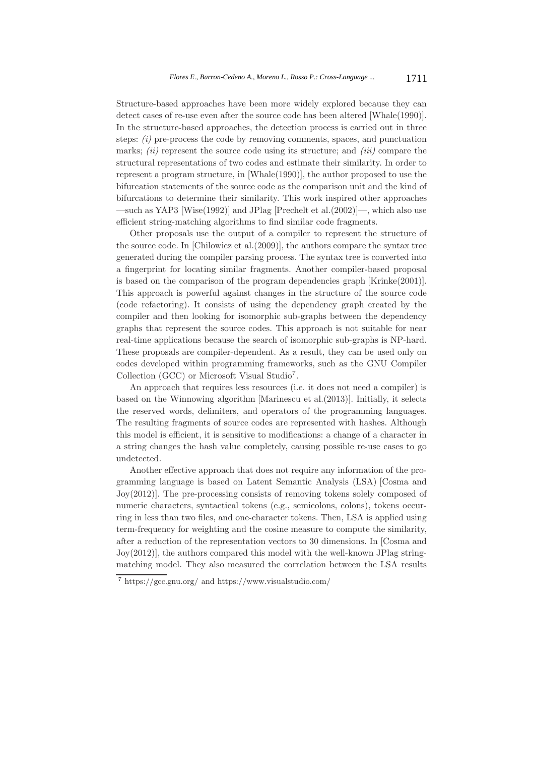Structure-based approaches have been more widely explored because they can detect cases of re-use even after the source code has been altered [Whale(1990)]. In the structure-based approaches, the detection process is carried out in three steps: *(i)* pre-process the code by removing comments, spaces, and punctuation marks; *(ii)* represent the source code using its structure; and *(iii)* compare the structural representations of two codes and estimate their similarity. In order to represent a program structure, in [Whale(1990)], the author proposed to use the bifurcation statements of the source code as the comparison unit and the kind of bifurcations to determine their similarity. This work inspired other approaches —such as YAP3 [Wise(1992)] and JPlag [Prechelt et al.(2002)]—, which also use efficient string-matching algorithms to find similar code fragments.

Other proposals use the output of a compiler to represent the structure of the source code. In [Chilowicz et al.(2009)], the authors compare the syntax tree generated during the compiler parsing process. The syntax tree is converted into a fingerprint for locating similar fragments. Another compiler-based proposal is based on the comparison of the program dependencies graph [Krinke(2001)]. This approach is powerful against changes in the structure of the source code (code refactoring). It consists of using the dependency graph created by the compiler and then looking for isomorphic sub-graphs between the dependency graphs that represent the source codes. This approach is not suitable for near real-time applications because the search of isomorphic sub-graphs is NP-hard. These proposals are compiler-dependent. As a result, they can be used only on codes developed within programming frameworks, such as the GNU Compiler Collection (GCC) or Microsoft Visual Studio[7].

An approach that requires less resources (i.e. it does not need a compiler) is based on the Winnowing algorithm [Marinescu et al.(2013)]. Initially, it selects the reserved words, delimiters, and operators of the programming languages. The resulting fragments of source codes are represented with hashes. Although this model is efficient, it is sensitive to modifications: a change of a character in a string changes the hash value completely, causing possible re-use cases to go undetected.

Another effective approach that does not require any information of the programming language is based on Latent Semantic Analysis (LSA) [Cosma and Joy(2012)]. The pre-processing consists of removing tokens solely composed of numeric characters, syntactical tokens (e.g., semicolons, colons), tokens occurring in less than two files, and one-character tokens. Then, LSA is applied using term-frequency for weighting and the cosine measure to compute the similarity, after a reduction of the representation vectors to 30 dimensions. In [Cosma and Joy(2012)], the authors compared this model with the well-known JPlag string-matching model. They also measured the correlation between the LSA results

[7] https://gcc.gnu.org/ and https://www.visualstudio.com/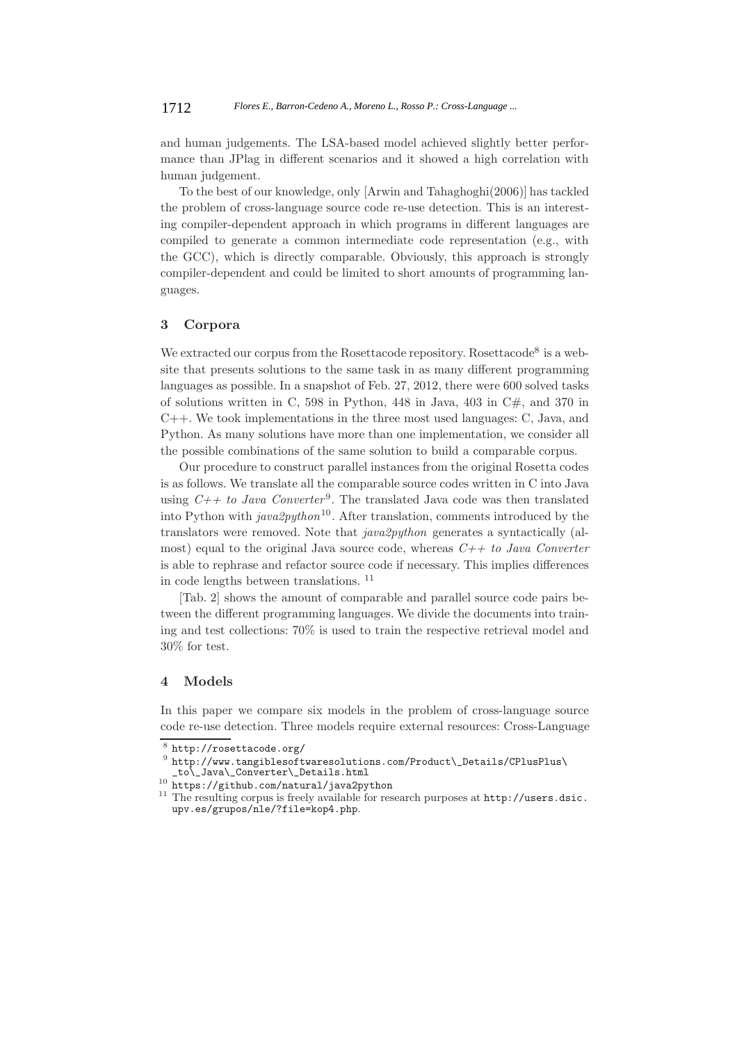and human judgements. The LSA-based model achieved slightly better performance than JPlag in different scenarios and it showed a high correlation with human judgement.

To the best of our knowledge, only [Arwin and Tahaghoghi(2006)] has tackled the problem of cross-language source code re-use detection. This is an interesting compiler-dependent approach in which programs in different languages are compiled to generate a common intermediate code representation (e.g., with the GCC), which is directly comparable. Obviously, this approach is strongly compiler-dependent and could be limited to short amounts of programming languages.

## 3 Corpora

We extracted our corpus from the Rosettacode repository. Rosettacode[8] is a website that presents solutions to the same task in as many different programming languages as possible. In a snapshot of Feb. 27, 2012, there were 600 solved tasks of solutions written in C, 598 in Python, 448 in Java, 403 in C#, and 370 in C++. We took implementations in the three most used languages: C, Java, and Python. As many solutions have more than one implementation, we consider all the possible combinations of the same solution to build a comparable corpus.

Our procedure to construct parallel instances from the original Rosetta codes is as follows. We translate all the comparable source codes written in C into Java using *C++ to Java Converter*[9]. The translated Java code was then translated into Python with *java2python*[10]. After translation, comments introduced by the translators were removed. Note that *java2python* generates a syntactically (almost) equal to the original Java source code, whereas *C++ to Java Converter* is able to rephrase and refactor source code if necessary. This implies differences in code lengths between translations. [11]

[Tab. 2] shows the amount of comparable and parallel source code pairs between the different programming languages. We divide the documents into training and test collections: 70% is used to train the respective retrieval model and 30% for test.

## 4 Models

In this paper we compare six models in the problem of cross-language source code re-use detection. Three models require external resources: Cross-Language

---

[8] http://rosettacode.org/

[9] http://www.tangiblesoftwaresolutions.com/Product\_Details/CPlusPlus\_to\_Java\_Converter\_Details.html

[10] https://github.com/natural/java2python

[11] The resulting corpus is freely available for research purposes at http://users.dsic.upv.es/grupos/nle/?file=kop4.php.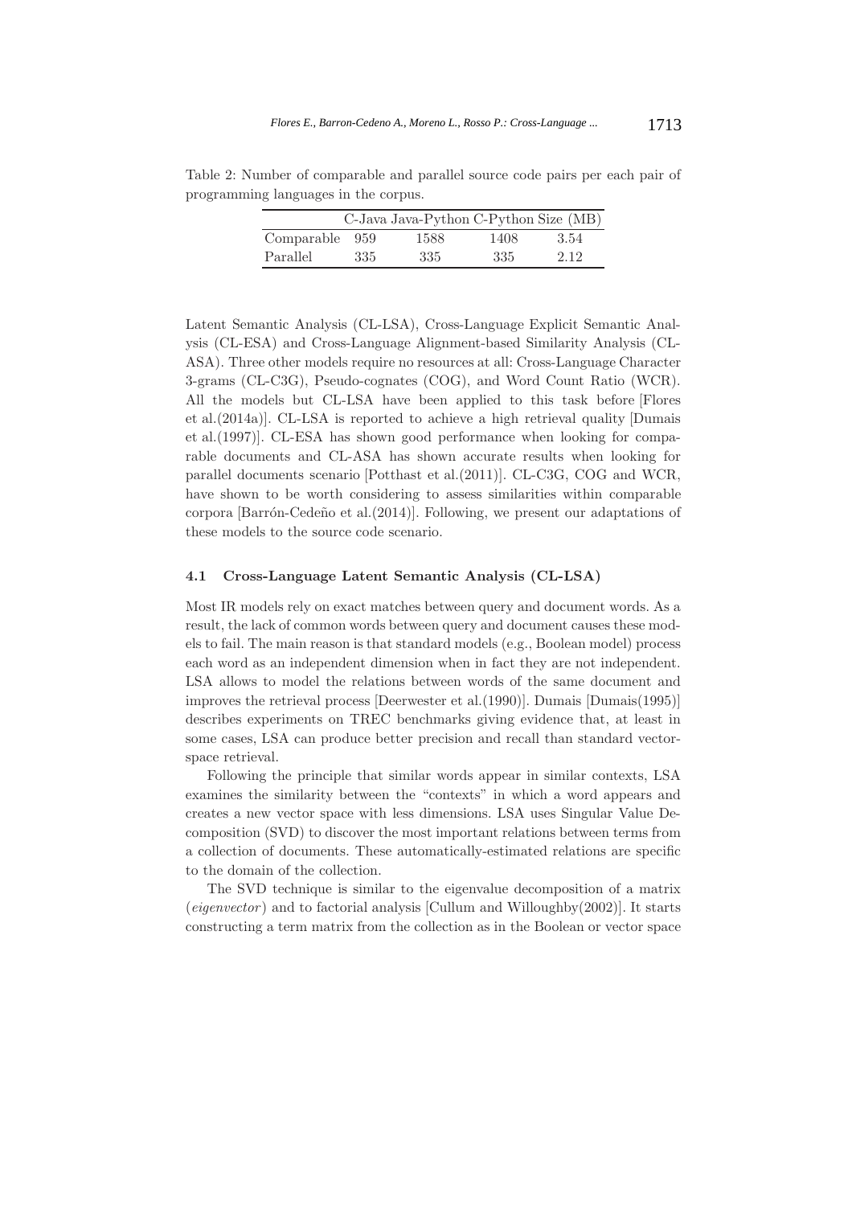Table 2: Number of comparable and parallel source code pairs per each pair of programming languages in the corpus.

| | C-Java | Java-Python | C-Python | Size (MB) |
|---|---|---|---|---|
| Comparable | 959 | 1588 | 1408 | 3.54 |
| Parallel | 335 | 335 | 335 | 2.12 |

Latent Semantic Analysis (CL-LSA), Cross-Language Explicit Semantic Analysis (CL-ESA) and Cross-Language Alignment-based Similarity Analysis (CL-ASA). Three other models require no resources at all: Cross-Language Character 3-grams (CL-C3G), Pseudo-cognates (COG), and Word Count Ratio (WCR). All the models but CL-LSA have been applied to this task before [Flores et al.(2014a)]. CL-LSA is reported to achieve a high retrieval quality [Dumais et al.(1997)]. CL-ESA has shown good performance when looking for comparable documents and CL-ASA has shown accurate results when looking for parallel documents scenario [Potthast et al.(2011)]. CL-C3G, COG and WCR, have shown to be worth considering to assess similarities within comparable corpora [Barrón-Cedeño et al.(2014)]. Following, we present our adaptations of these models to the source code scenario.

### 4.1 Cross-Language Latent Semantic Analysis (CL-LSA)

Most IR models rely on exact matches between query and document words. As a result, the lack of common words between query and document causes these models to fail. The main reason is that standard models (e.g., Boolean model) process each word as an independent dimension when in fact they are not independent. LSA allows to model the relations between words of the same document and improves the retrieval process [Deerwester et al.(1990)]. Dumais [Dumais(1995)] describes experiments on TREC benchmarks giving evidence that, at least in some cases, LSA can produce better precision and recall than standard vector-space retrieval.

Following the principle that similar words appear in similar contexts, LSA examines the similarity between the "contexts" in which a word appears and creates a new vector space with less dimensions. LSA uses Singular Value Decomposition (SVD) to discover the most important relations between terms from a collection of documents. These automatically-estimated relations are specific to the domain of the collection.

The SVD technique is similar to the eigenvalue decomposition of a matrix (*eigenvector*) and to factorial analysis [Cullum and Willoughby(2002)]. It starts constructing a term matrix from the collection as in the Boolean or vector space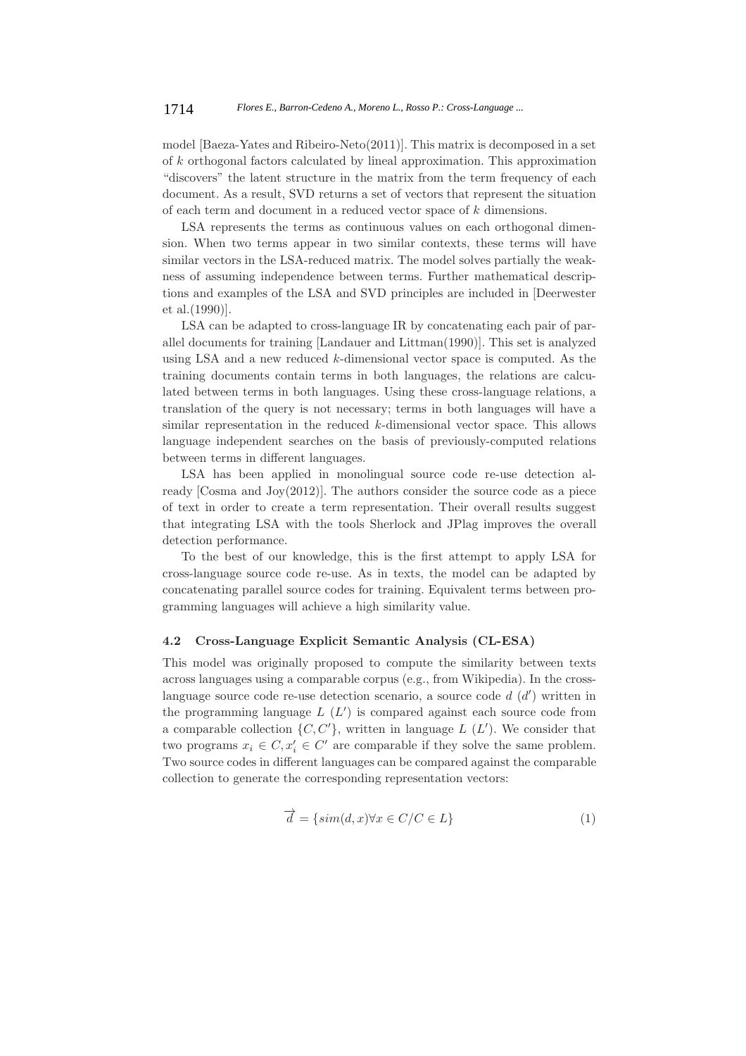model [Baeza-Yates and Ribeiro-Neto(2011)]. This matrix is decomposed in a set of $k$ orthogonal factors calculated by lineal approximation. This approximation "discovers" the latent structure in the matrix from the term frequency of each document. As a result, SVD returns a set of vectors that represent the situation of each term and document in a reduced vector space of $k$ dimensions.

LSA represents the terms as continuous values on each orthogonal dimension. When two terms appear in two similar contexts, these terms will have similar vectors in the LSA-reduced matrix. The model solves partially the weakness of assuming independence between terms. Further mathematical descriptions and examples of the LSA and SVD principles are included in [Deerwester et al.(1990)].

LSA can be adapted to cross-language IR by concatenating each pair of parallel documents for training [Landauer and Littman(1990)]. This set is analyzed using LSA and a new reduced $k$-dimensional vector space is computed. As the training documents contain terms in both languages, the relations are calculated between terms in both languages. Using these cross-language relations, a translation of the query is not necessary; terms in both languages will have a similar representation in the reduced $k$-dimensional vector space. This allows language independent searches on the basis of previously-computed relations between terms in different languages.

LSA has been applied in monolingual source code re-use detection already [Cosma and Joy(2012)]. The authors consider the source code as a piece of text in order to create a term representation. Their overall results suggest that integrating LSA with the tools Sherlock and JPlag improves the overall detection performance.

To the best of our knowledge, this is the first attempt to apply LSA for cross-language source code re-use. As in texts, the model can be adapted by concatenating parallel source codes for training. Equivalent terms between programming languages will achieve a high similarity value.

### 4.2 Cross-Language Explicit Semantic Analysis (CL-ESA)

This model was originally proposed to compute the similarity between texts across languages using a comparable corpus (e.g., from Wikipedia). In the cross-language source code re-use detection scenario, a source code $d$ ($d'$) written in the programming language $L$ ($L'$) is compared against each source code from a comparable collection $\{C, C'\}$, written in language $L$ ($L'$). We consider that two programs $x_i \in C, x'_i \in C'$ are comparable if they solve the same problem. Two source codes in different languages can be compared against the comparable collection to generate the corresponding representation vectors:

$$\overrightarrow{d} = \{sim(d, x) \forall x \in C / C \in L\} \tag{1}$$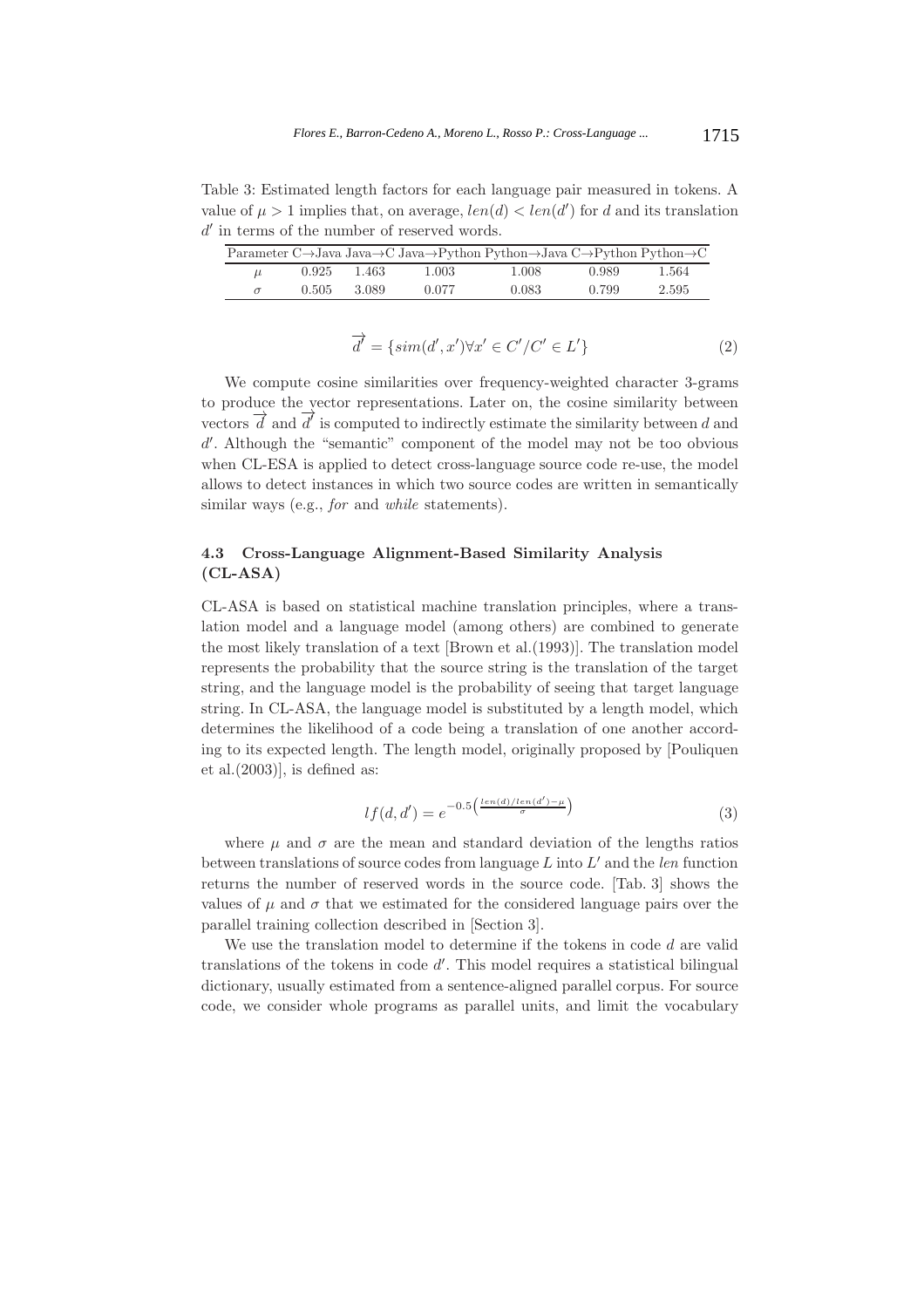Table 3: Estimated length factors for each language pair measured in tokens. A value of $\mu > 1$ implies that, on average, $len(d) < len(d')$ for $d$ and its translation $d'$ in terms of the number of reserved words.

| Parameter | C→Java | Java→C | Java→Python | Python→Java | C→Python | Python→C |
|---|---|---|---|---|---|---|
| $\mu$ | 0.925 | 1.463 | 1.003 | 1.008 | 0.989 | 1.564 |
| $\sigma$ | 0.505 | 3.089 | 0.077 | 0.083 | 0.799 | 2.595 |

$$\overrightarrow{d'} = \{sim(d', x') \forall x' \in C' / C' \in L'\} \tag{2}$$

We compute cosine similarities over frequency-weighted character 3-grams to produce the vector representations. Later on, the cosine similarity between vectors $\overrightarrow{d}$ and $\overrightarrow{d'}$ is computed to indirectly estimate the similarity between $d$ and $d'$. Although the "semantic" component of the model may not be too obvious when CL-ESA is applied to detect cross-language source code re-use, the model allows to detect instances in which two source codes are written in semantically similar ways (e.g., *for* and *while* statements).

### 4.3 Cross-Language Alignment-Based Similarity Analysis (CL-ASA)

CL-ASA is based on statistical machine translation principles, where a translation model and a language model (among others) are combined to generate the most likely translation of a text [Brown et al.(1993)]. The translation model represents the probability that the source string is the translation of the target string, and the language model is the probability of seeing that target language string. In CL-ASA, the language model is substituted by a length model, which determines the likelihood of a code being a translation of one another according to its expected length. The length model, originally proposed by [Pouliquen et al.(2003)], is defined as:

$$lf(d, d') = e^{-0.5\left(\frac{len(d)/len(d') - \mu}{\sigma}\right)} \tag{3}$$

where $\mu$ and $\sigma$ are the mean and standard deviation of the lengths ratios between translations of source codes from language $L$ into $L'$ and the *len* function returns the number of reserved words in the source code. [Tab. 3] shows the values of $\mu$ and $\sigma$ that we estimated for the considered language pairs over the parallel training collection described in [Section 3].

We use the translation model to determine if the tokens in code $d$ are valid translations of the tokens in code $d'$. This model requires a statistical bilingual dictionary, usually estimated from a sentence-aligned parallel corpus. For source code, we consider whole programs as parallel units, and limit the vocabulary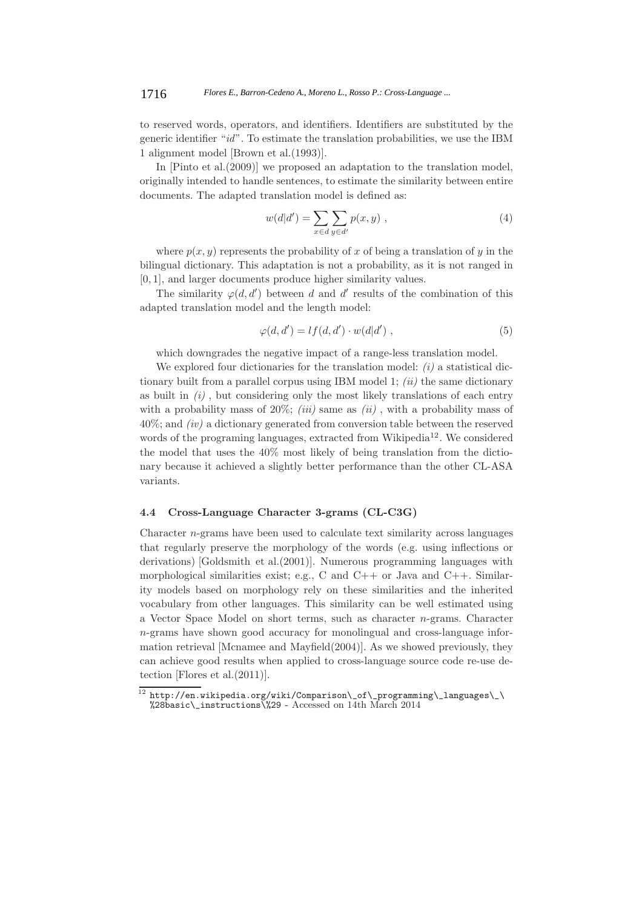to reserved words, operators, and identifiers. Identifiers are substituted by the generic identifier "*id*". To estimate the translation probabilities, we use the IBM 1 alignment model [Brown et al.(1993)].

In [Pinto et al.(2009)] we proposed an adaptation to the translation model, originally intended to handle sentences, to estimate the similarity between entire documents. The adapted translation model is defined as:

$$w(d|d') = \sum_{x \in d} \sum_{y \in d'} p(x, y) \ , \tag{4}$$

where $p(x, y)$ represents the probability of $x$ of being a translation of $y$ in the bilingual dictionary. This adaptation is not a probability, as it is not ranged in $[0, 1]$, and larger documents produce higher similarity values.

The similarity $\varphi(d, d')$ between $d$ and $d'$ results of the combination of this adapted translation model and the length model:

$$\varphi(d, d') = lf(d, d') \cdot w(d|d') \ , \tag{5}$$

which downgrades the negative impact of a range-less translation model.

We explored four dictionaries for the translation model: *(i)* a statistical dictionary built from a parallel corpus using IBM model 1; *(ii)* the same dictionary as built in *(i)* , but considering only the most likely translations of each entry with a probability mass of 20%; *(iii)* same as *(ii)* , with a probability mass of 40%; and *(iv)* a dictionary generated from conversion table between the reserved words of the programing languages, extracted from Wikipedia[12]. We considered the model that uses the 40% most likely of being translation from the dictionary because it achieved a slightly better performance than the other CL-ASA variants.

### 4.4 Cross-Language Character 3-grams (CL-C3G)

Character $n$-grams have been used to calculate text similarity across languages that regularly preserve the morphology of the words (e.g. using inflections or derivations) [Goldsmith et al.(2001)]. Numerous programming languages with morphological similarities exist; e.g., C and C++ or Java and C++. Similarity models based on morphology rely on these similarities and the inherited vocabulary from other languages. This similarity can be well estimated using a Vector Space Model on short terms, such as character $n$-grams. Character $n$-grams have shown good accuracy for monolingual and cross-language information retrieval [Mcnamee and Mayfield(2004)]. As we showed previously, they can achieve good results when applied to cross-language source code re-use detection [Flores et al.(2011)].

[12] http://en.wikipedia.org/wiki/Comparison\_of\_programming\_languages\_\%28basic\_instructions\%29 - Accessed on 14th March 2014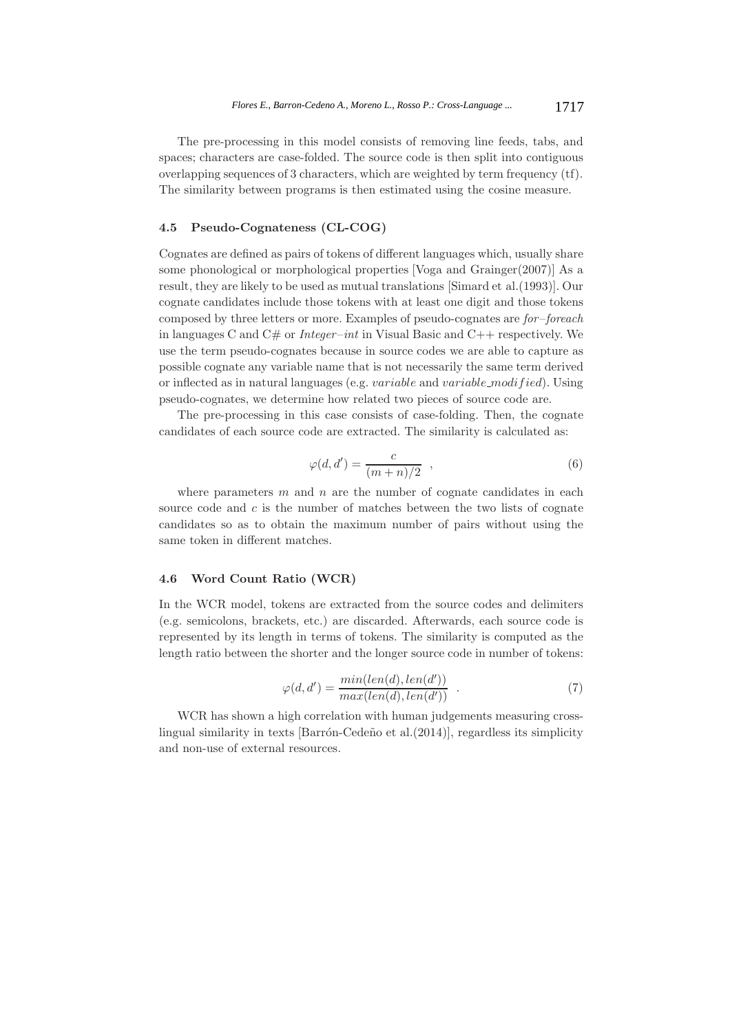The pre-processing in this model consists of removing line feeds, tabs, and spaces; characters are case-folded. The source code is then split into contiguous overlapping sequences of 3 characters, which are weighted by term frequency (tf). The similarity between programs is then estimated using the cosine measure.

### 4.5 Pseudo-Cognateness (CL-COG)

Cognates are defined as pairs of tokens of different languages which, usually share some phonological or morphological properties [Voga and Grainger(2007)] As a result, they are likely to be used as mutual translations [Simard et al.(1993)]. Our cognate candidates include those tokens with at least one digit and those tokens composed by three letters or more. Examples of pseudo-cognates are *for–foreach* in languages C and C# or *Integer–int* in Visual Basic and C++ respectively. We use the term pseudo-cognates because in source codes we are able to capture as possible cognate any variable name that is not necessarily the same term derived or inflected as in natural languages (e.g. $variable$ and $variable\_modified$). Using pseudo-cognates, we determine how related two pieces of source code are.

The pre-processing in this case consists of case-folding. Then, the cognate candidates of each source code are extracted. The similarity is calculated as:

$$\varphi(d, d') = \frac{c}{(m+n)/2} \quad , \tag{6}$$

where parameters $m$ and $n$ are the number of cognate candidates in each source code and $c$ is the number of matches between the two lists of cognate candidates so as to obtain the maximum number of pairs without using the same token in different matches.

### 4.6 Word Count Ratio (WCR)

In the WCR model, tokens are extracted from the source codes and delimiters (e.g. semicolons, brackets, etc.) are discarded. Afterwards, each source code is represented by its length in terms of tokens. The similarity is computed as the length ratio between the shorter and the longer source code in number of tokens:

$$\varphi(d, d') = \frac{min(len(d), len(d'))}{max(len(d), len(d'))} \quad . \tag{7}$$

WCR has shown a high correlation with human judgements measuring cross-lingual similarity in texts [Barrón-Cedeño et al.(2014)], regardless its simplicity and non-use of external resources.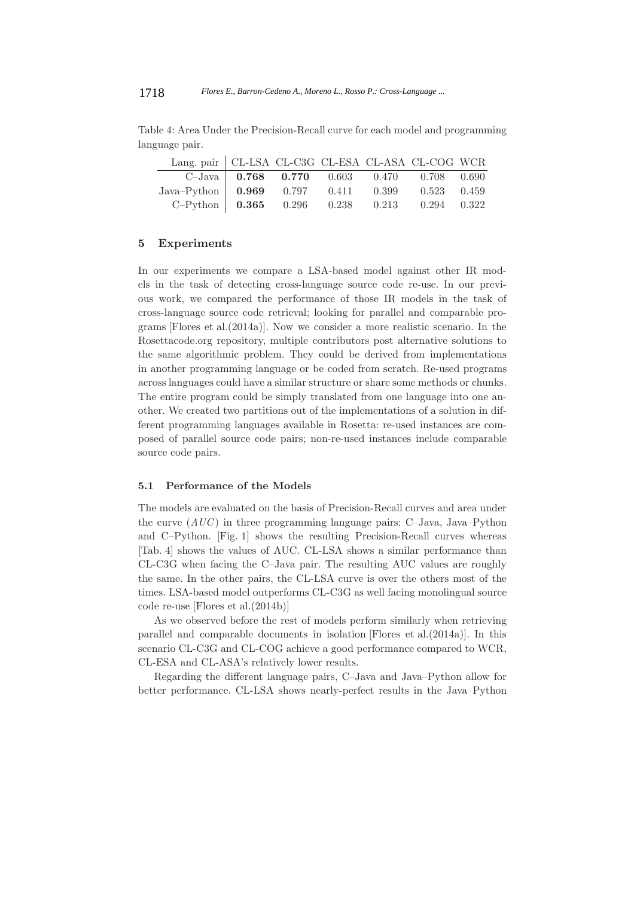Table 4: Area Under the Precision-Recall curve for each model and programming language pair.

| Lang. pair | CL-LSA | CL-C3G | CL-ESA | CL-ASA | CL-COG | WCR |
|---|---|---|---|---|---|---|
| C–Java | **0.768** | **0.770** | 0.603 | 0.470 | 0.708 | 0.690 |
| Java–Python | **0.969** | 0.797 | 0.411 | 0.399 | 0.523 | 0.459 |
| C–Python | **0.365** | 0.296 | 0.238 | 0.213 | 0.294 | 0.322 |

## 5 Experiments

In our experiments we compare a LSA-based model against other IR models in the task of detecting cross-language source code re-use. In our previous work, we compared the performance of those IR models in the task of cross-language source code retrieval; looking for parallel and comparable programs [Flores et al.(2014a)]. Now we consider a more realistic scenario. In the Rosettacode.org repository, multiple contributors post alternative solutions to the same algorithmic problem. They could be derived from implementations in another programming language or be coded from scratch. Re-used programs across languages could have a similar structure or share some methods or chunks. The entire program could be simply translated from one language into one another. We created two partitions out of the implementations of a solution in different programming languages available in Rosetta: re-used instances are composed of parallel source code pairs; non-re-used instances include comparable source code pairs.

### 5.1 Performance of the Models

The models are evaluated on the basis of Precision-Recall curves and area under the curve ($AUC$) in three programming language pairs: C–Java, Java–Python and C–Python. [Fig. 1] shows the resulting Precision-Recall curves whereas [Tab. 4] shows the values of AUC. CL-LSA shows a similar performance than CL-C3G when facing the C–Java pair. The resulting AUC values are roughly the same. In the other pairs, the CL-LSA curve is over the others most of the times. LSA-based model outperforms CL-C3G as well facing monolingual source code re-use [Flores et al.(2014b)]

As we observed before the rest of models perform similarly when retrieving parallel and comparable documents in isolation [Flores et al.(2014a)]. In this scenario CL-C3G and CL-COG achieve a good performance compared to WCR, CL-ESA and CL-ASA's relatively lower results.

Regarding the different language pairs, C–Java and Java–Python allow for better performance. CL-LSA shows nearly-perfect results in the Java–Python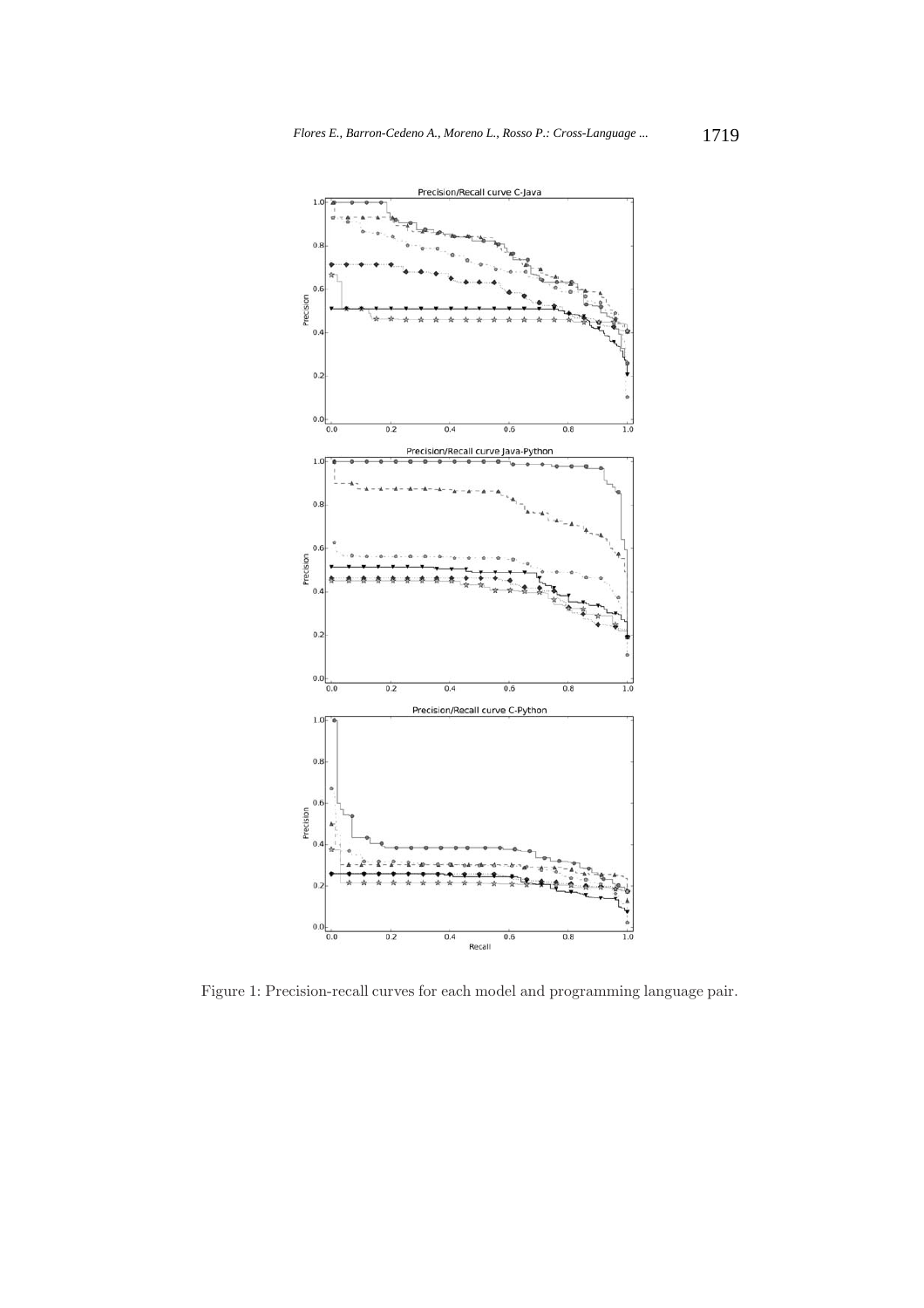Figure 1: Precision-recall curves for each model and programming language pair.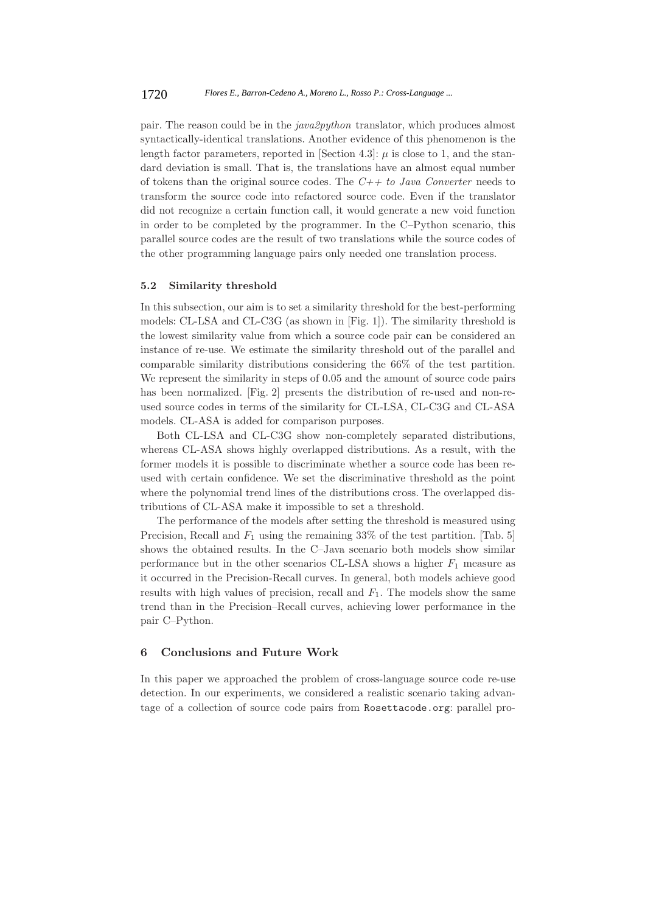pair. The reason could be in the *java2python* translator, which produces almost syntactically-identical translations. Another evidence of this phenomenon is the length factor parameters, reported in [Section 4.3]: $\mu$ is close to 1, and the standard deviation is small. That is, the translations have an almost equal number of tokens than the original source codes. The *C++ to Java Converter* needs to transform the source code into refactored source code. Even if the translator did not recognize a certain function call, it would generate a new void function in order to be completed by the programmer. In the C–Python scenario, this parallel source codes are the result of two translations while the source codes of the other programming language pairs only needed one translation process.

### 5.2 Similarity threshold

In this subsection, our aim is to set a similarity threshold for the best-performing models: CL-LSA and CL-C3G (as shown in [Fig. 1]). The similarity threshold is the lowest similarity value from which a source code pair can be considered an instance of re-use. We estimate the similarity threshold out of the parallel and comparable similarity distributions considering the 66% of the test partition. We represent the similarity in steps of 0.05 and the amount of source code pairs has been normalized. [Fig. 2] presents the distribution of re-used and non-re-used source codes in terms of the similarity for CL-LSA, CL-C3G and CL-ASA models. CL-ASA is added for comparison purposes.

Both CL-LSA and CL-C3G show non-completely separated distributions, whereas CL-ASA shows highly overlapped distributions. As a result, with the former models it is possible to discriminate whether a source code has been re-used with certain confidence. We set the discriminative threshold as the point where the polynomial trend lines of the distributions cross. The overlapped distributions of CL-ASA make it impossible to set a threshold.

The performance of the models after setting the threshold is measured using Precision, Recall and $F_1$ using the remaining 33% of the test partition. [Tab. 5] shows the obtained results. In the C–Java scenario both models show similar performance but in the other scenarios CL-LSA shows a higher $F_1$ measure as it occurred in the Precision-Recall curves. In general, both models achieve good results with high values of precision, recall and $F_1$. The models show the same trend than in the Precision–Recall curves, achieving lower performance in the pair C–Python.

## 6 Conclusions and Future Work

In this paper we approached the problem of cross-language source code re-use detection. In our experiments, we considered a realistic scenario taking advantage of a collection of source code pairs from `Rosettacode.org`: parallel pro-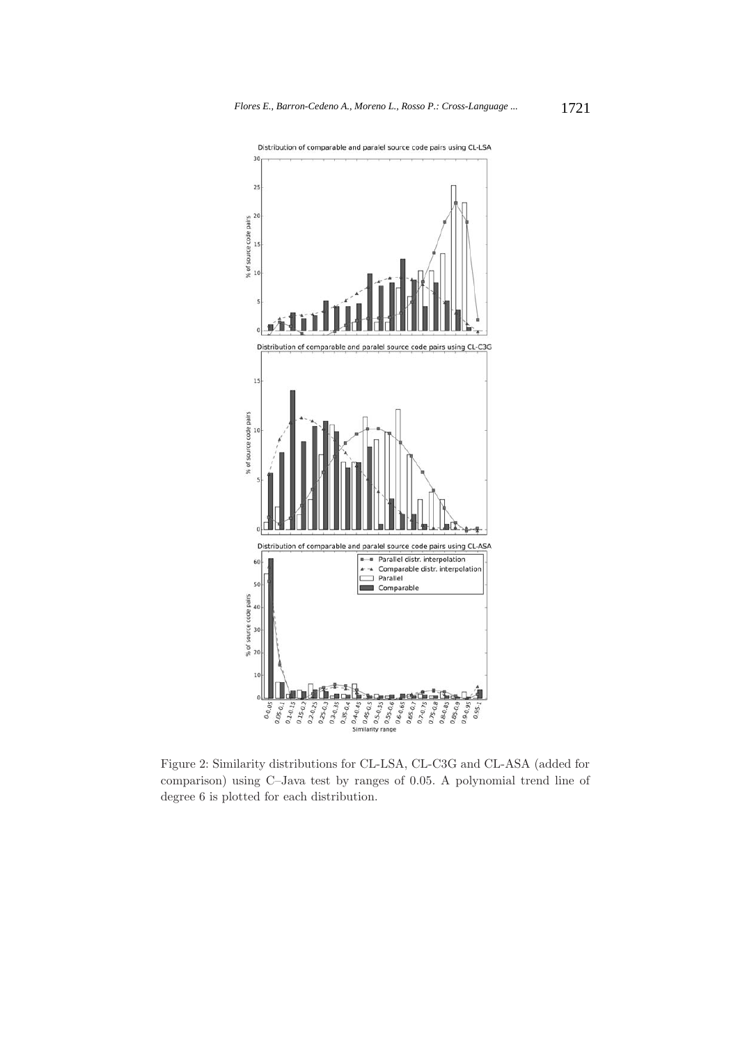Figure 2: Similarity distributions for CL-LSA, CL-C3G and CL-ASA (added for comparison) using C–Java test by ranges of 0.05. A polynomial trend line of degree 6 is plotted for each distribution.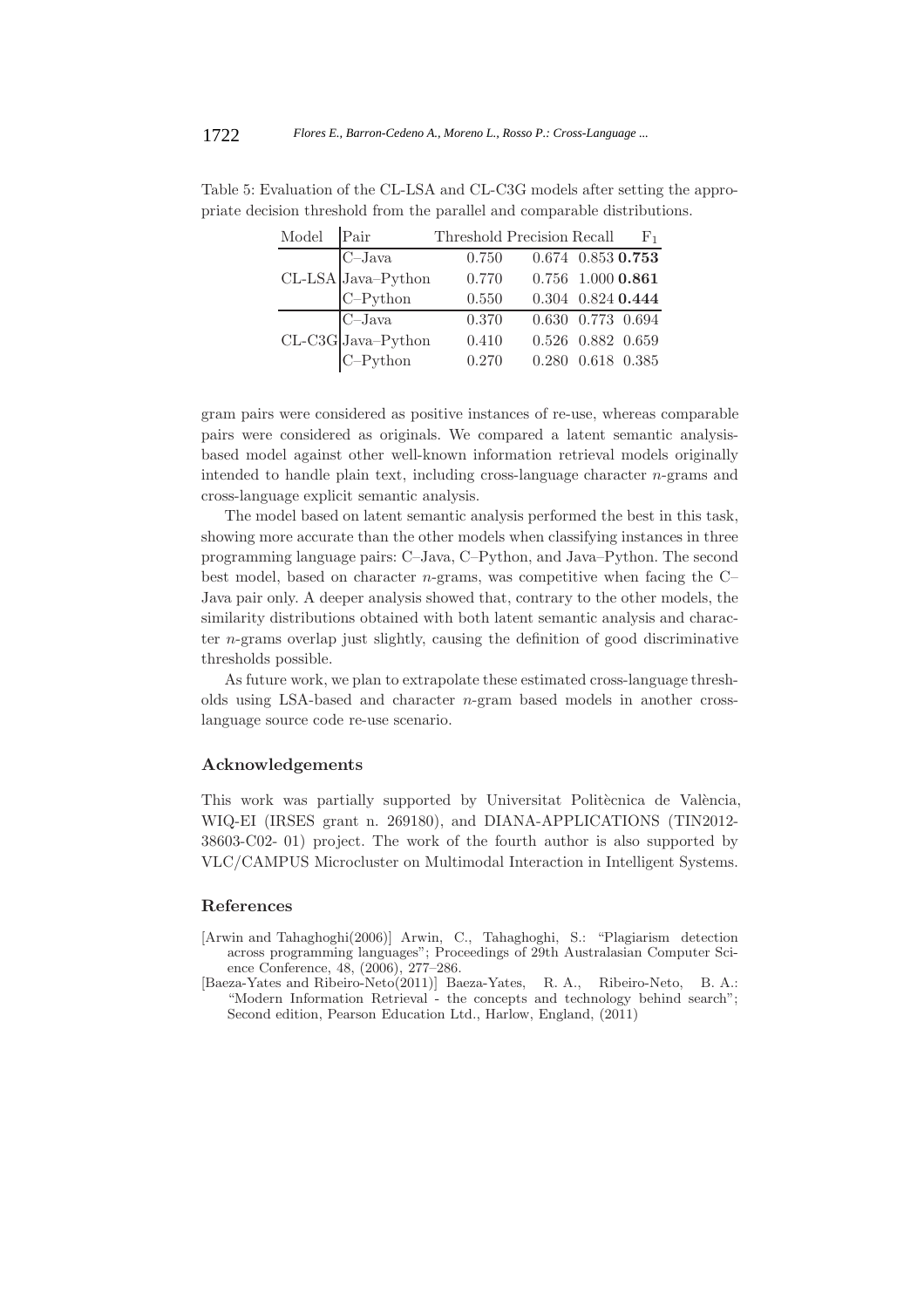Table 5: Evaluation of the CL-LSA and CL-C3G models after setting the appropriate decision threshold from the parallel and comparable distributions.

| Model | Pair | Threshold | Precision | Recall | $F_1$ |
|---|---|---|---|---|---|
| CL-LSA | C–Java | 0.750 | 0.674 | 0.853 | **0.753** |
| | Java–Python | 0.770 | 0.756 | 1.000 | **0.861** |
| | C–Python | 0.550 | 0.304 | 0.824 | **0.444** |
| CL-C3G | C–Java | 0.370 | 0.630 | 0.773 | 0.694 |
| | Java–Python | 0.410 | 0.526 | 0.882 | 0.659 |
| | C–Python | 0.270 | 0.280 | 0.618 | 0.385 |

gram pairs were considered as positive instances of re-use, whereas comparable pairs were considered as originals. We compared a latent semantic analysis-based model against other well-known information retrieval models originally intended to handle plain text, including cross-language character $n$-grams and cross-language explicit semantic analysis.

The model based on latent semantic analysis performed the best in this task, showing more accurate than the other models when classifying instances in three programming language pairs: C–Java, C–Python, and Java–Python. The second best model, based on character $n$-grams, was competitive when facing the C–Java pair only. A deeper analysis showed that, contrary to the other models, the similarity distributions obtained with both latent semantic analysis and character $n$-grams overlap just slightly, causing the definition of good discriminative thresholds possible.

As future work, we plan to extrapolate these estimated cross-language thresholds using LSA-based and character $n$-gram based models in another cross-language source code re-use scenario.

## Acknowledgements

This work was partially supported by Universitat Politècnica de València, WIQ-EI (IRSES grant n. 269180), and DIANA-APPLICATIONS (TIN2012-38603-C02- 01) project. The work of the fourth author is also supported by VLC/CAMPUS Microcluster on Multimodal Interaction in Intelligent Systems.

## References

[Arwin and Tahaghoghi(2006)] Arwin, C., Tahaghoghi, S.: "Plagiarism detection across programming languages"; Proceedings of 29th Australasian Computer Science Conference, 48, (2006), 277–286.

[Baeza-Yates and Ribeiro-Neto(2011)] Baeza-Yates, R. A., Ribeiro-Neto, B. A.: "Modern Information Retrieval - the concepts and technology behind search"; Second edition, Pearson Education Ltd., Harlow, England, (2011)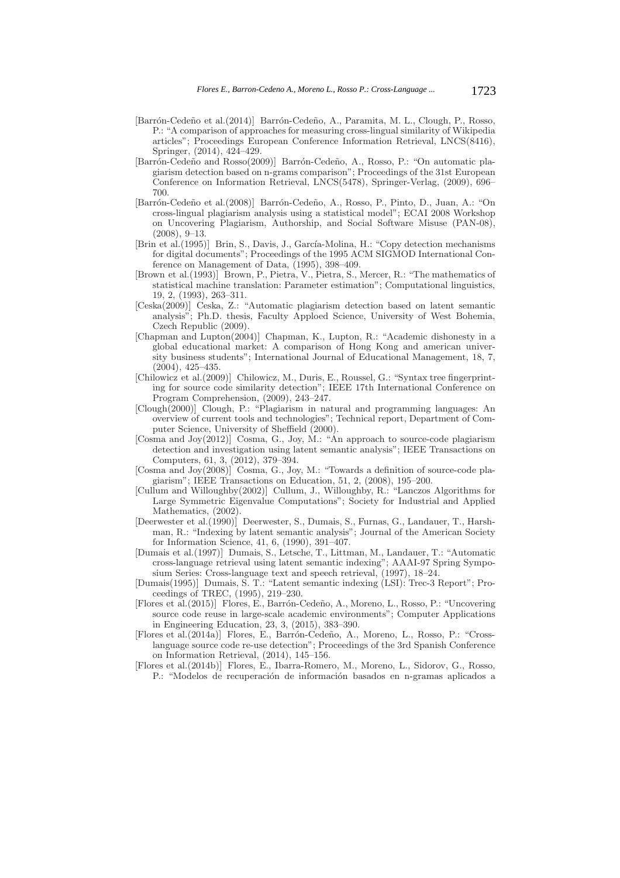[Barrón-Cedeño et al.(2014)] Barrón-Cedeño, A., Paramita, M. L., Clough, P., Rosso, P.: "A comparison of approaches for measuring cross-lingual similarity of Wikipedia articles"; Proceedings European Conference Information Retrieval, LNCS(8416), Springer, (2014), 424–429.

[Barrón-Cedeño and Rosso(2009)] Barrón-Cedeño, A., Rosso, P.: "On automatic plagiarism detection based on n-grams comparison"; Proceedings of the 31st European Conference on Information Retrieval, LNCS(5478), Springer-Verlag, (2009), 696–700.

[Barrón-Cedeño et al.(2008)] Barrón-Cedeño, A., Rosso, P., Pinto, D., Juan, A.: "On cross-lingual plagiarism analysis using a statistical model"; ECAI 2008 Workshop on Uncovering Plagiarism, Authorship, and Social Software Misuse (PAN-08), (2008), 9–13.

[Brin et al.(1995)] Brin, S., Davis, J., García-Molina, H.: "Copy detection mechanisms for digital documents"; Proceedings of the 1995 ACM SIGMOD International Conference on Management of Data, (1995), 398–409.

[Brown et al.(1993)] Brown, P., Pietra, V., Pietra, S., Mercer, R.: "The mathematics of statistical machine translation: Parameter estimation"; Computational linguistics, 19, 2, (1993), 263–311.

[Ceska(2009)] Ceska, Z.: "Automatic plagiarism detection based on latent semantic analysis"; Ph.D. thesis, Faculty Apploed Science, University of West Bohemia, Czech Republic (2009).

[Chapman and Lupton(2004)] Chapman, K., Lupton, R.: "Academic dishonesty in a global educational market: A comparison of Hong Kong and american university business students"; International Journal of Educational Management, 18, 7, (2004), 425–435.

[Chilowicz et al.(2009)] Chilowicz, M., Duris, E., Roussel, G.: "Syntax tree fingerprinting for source code similarity detection"; IEEE 17th International Conference on Program Comprehension, (2009), 243–247.

[Clough(2000)] Clough, P.: "Plagiarism in natural and programming languages: An overview of current tools and technologies"; Technical report, Department of Computer Science, University of Sheffield (2000).

[Cosma and Joy(2012)] Cosma, G., Joy, M.: "An approach to source-code plagiarism detection and investigation using latent semantic analysis"; IEEE Transactions on Computers, 61, 3, (2012), 379–394.

[Cosma and Joy(2008)] Cosma, G., Joy, M.: "Towards a definition of source-code plagiarism"; IEEE Transactions on Education, 51, 2, (2008), 195–200.

[Cullum and Willoughby(2002)] Cullum, J., Willoughby, R.: "Lanczos Algorithms for Large Symmetric Eigenvalue Computations"; Society for Industrial and Applied Mathematics, (2002).

[Deerwester et al.(1990)] Deerwester, S., Dumais, S., Furnas, G., Landauer, T., Harshman, R.: "Indexing by latent semantic analysis"; Journal of the American Society for Information Science, 41, 6, (1990), 391–407.

[Dumais et al.(1997)] Dumais, S., Letsche, T., Littman, M., Landauer, T.: "Automatic cross-language retrieval using latent semantic indexing"; AAAI-97 Spring Symposium Series: Cross-language text and speech retrieval, (1997), 18–24.

[Dumais(1995)] Dumais, S. T.: "Latent semantic indexing (LSI): Trec-3 Report"; Proceedings of TREC, (1995), 219–230.

[Flores et al.(2015)] Flores, E., Barrón-Cedeño, A., Moreno, L., Rosso, P.: "Uncovering source code reuse in large-scale academic environments"; Computer Applications in Engineering Education, 23, 3, (2015), 383–390.

[Flores et al.(2014a)] Flores, E., Barrón-Cedeño, A., Moreno, L., Rosso, P.: "Cross-language source code re-use detection"; Proceedings of the 3rd Spanish Conference on Information Retrieval, (2014), 145–156.

[Flores et al.(2014b)] Flores, E., Ibarra-Romero, M., Moreno, L., Sidorov, G., Rosso, P.: "Modelos de recuperación de información basados en n-gramas aplicados a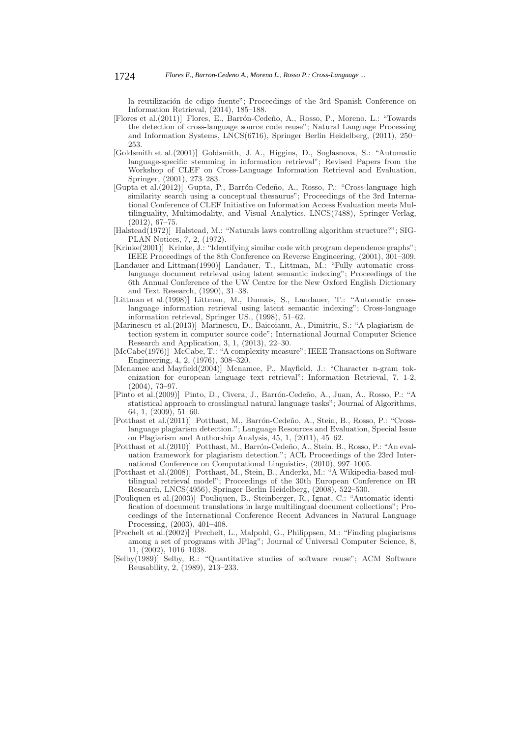la reutilización de cdigo fuente"; Proceedings of the 3rd Spanish Conference on Information Retrieval, (2014), 185–188.

[Flores et al.(2011)] Flores, E., Barrón-Cedeño, A., Rosso, P., Moreno, L.: "Towards the detection of cross-language source code reuse"; Natural Language Processing and Information Systems, LNCS(6716), Springer Berlin Heidelberg, (2011), 250–253.

[Goldsmith et al.(2001)] Goldsmith, J. A., Higgins, D., Soglasnova, S.: "Automatic language-specific stemming in information retrieval"; Revised Papers from the Workshop of CLEF on Cross-Language Information Retrieval and Evaluation, Springer, (2001), 273–283.

[Gupta et al.(2012)] Gupta, P., Barrón-Cedeño, A., Rosso, P.: "Cross-language high similarity search using a conceptual thesaurus"; Proceedings of the 3rd International Conference of CLEF Initiative on Information Access Evaluation meets Multilinguality, Multimodality, and Visual Analytics, LNCS(7488), Springer-Verlag, (2012), 67–75.

[Halstead(1972)] Halstead, M.: "Naturals laws controlling algorithm structure?"; SIGPLAN Notices, 7, 2, (1972).

[Krinke(2001)] Krinke, J.: "Identifying similar code with program dependence graphs"; IEEE Proceedings of the 8th Conference on Reverse Engineering, (2001), 301–309.

[Landauer and Littman(1990)] Landauer, T., Littman, M.: "Fully automatic cross-language document retrieval using latent semantic indexing"; Proceedings of the 6th Annual Conference of the UW Centre for the New Oxford English Dictionary and Text Research, (1990), 31–38.

[Littman et al.(1998)] Littman, M., Dumais, S., Landauer, T.: "Automatic cross-language information retrieval using latent semantic indexing"; Cross-language information retrieval, Springer US., (1998), 51–62.

[Marinescu et al.(2013)] Marinescu, D., Baicoianu, A., Dimitriu, S.: "A plagiarism detection system in computer source code"; International Journal Computer Science Research and Application, 3, 1, (2013), 22–30.

[McCabe(1976)] McCabe, T.: "A complexity measure"; IEEE Transactions on Software Engineering, 4, 2, (1976), 308–320.

[Mcnamee and Mayfield(2004)] Mcnamee, P., Mayfield, J.: "Character n-gram tokenization for european language text retrieval"; Information Retrieval, 7, 1-2, (2004), 73–97.

[Pinto et al.(2009)] Pinto, D., Civera, J., Barrón-Cedeño, A., Juan, A., Rosso, P.: "A statistical approach to crosslingual natural language tasks"; Journal of Algorithms, 64, 1, (2009), 51–60.

[Potthast et al.(2011)] Potthast, M., Barrón-Cedeño, A., Stein, B., Rosso, P.: "Cross-language plagiarism detection."; Language Resources and Evaluation, Special Issue on Plagiarism and Authorship Analysis, 45, 1, (2011), 45–62.

[Potthast et al.(2010)] Potthast, M., Barrón-Cedeño, A., Stein, B., Rosso, P.: "An evaluation framework for plagiarism detection."; ACL Proceedings of the 23rd International Conference on Computational Linguistics, (2010), 997–1005.

[Potthast et al.(2008)] Potthast, M., Stein, B., Anderka, M.: "A Wikipedia-based multilingual retrieval model"; Proceedings of the 30th European Conference on IR Research, LNCS(4956), Springer Berlin Heidelberg, (2008), 522–530.

[Pouliquen et al.(2003)] Pouliquen, B., Steinberger, R., Ignat, C.: "Automatic identification of document translations in large multilingual document collections"; Proceedings of the International Conference Recent Advances in Natural Language Processing, (2003), 401–408.

[Prechelt et al.(2002)] Prechelt, L., Malpohl, G., Philippsen, M.: "Finding plagiarisms among a set of programs with JPlag"; Journal of Universal Computer Science, 8, 11, (2002), 1016–1038.

[Selby(1989)] Selby, R.: "Quantitative studies of software reuse"; ACM Software Reusability, 2, (1989), 213–233.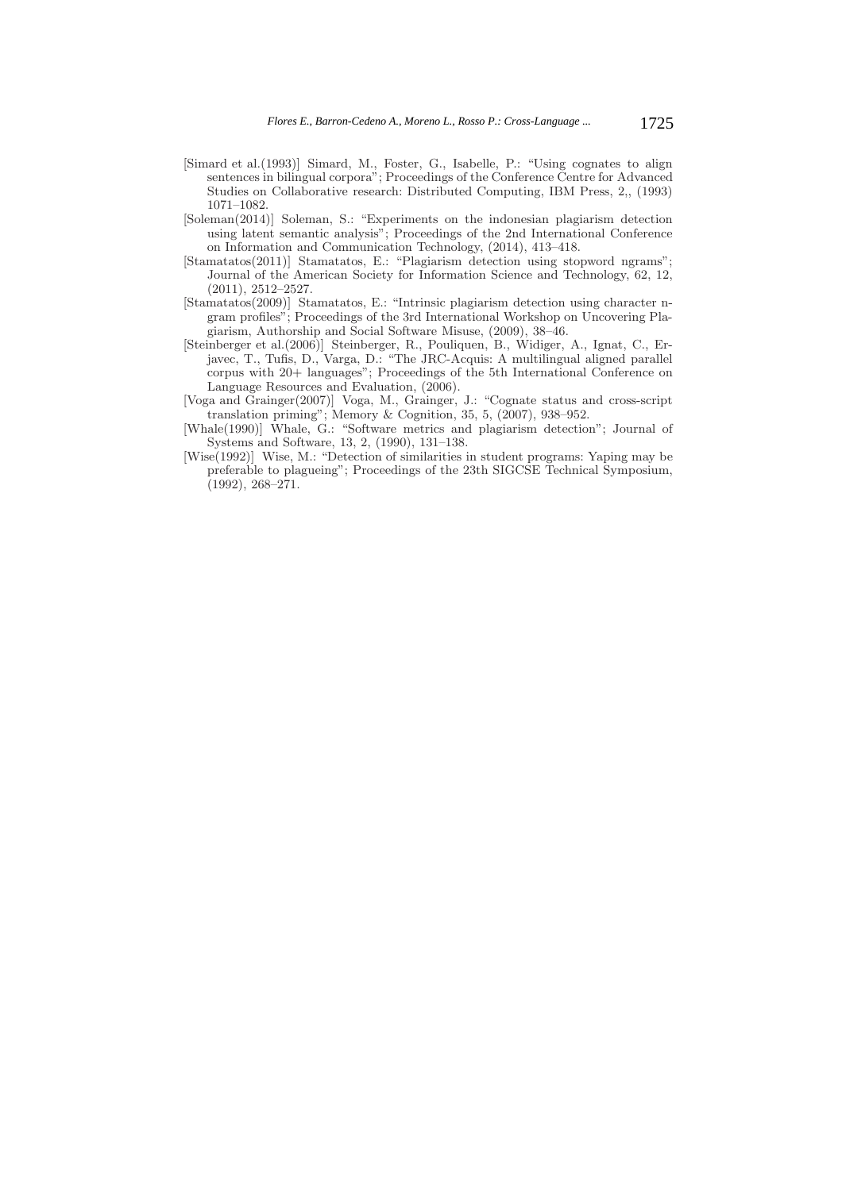[Simard et al.(1993)] Simard, M., Foster, G., Isabelle, P.: "Using cognates to align sentences in bilingual corpora"; Proceedings of the Conference Centre for Advanced Studies on Collaborative research: Distributed Computing, IBM Press, 2,, (1993) 1071–1082.

[Soleman(2014)] Soleman, S.: "Experiments on the indonesian plagiarism detection using latent semantic analysis"; Proceedings of the 2nd International Conference on Information and Communication Technology, (2014), 413–418.

[Stamatatos(2011)] Stamatatos, E.: "Plagiarism detection using stopword ngrams"; Journal of the American Society for Information Science and Technology, 62, 12, (2011), 2512–2527.

[Stamatatos(2009)] Stamatatos, E.: "Intrinsic plagiarism detection using character n-gram profiles"; Proceedings of the 3rd International Workshop on Uncovering Plagiarism, Authorship and Social Software Misuse, (2009), 38–46.

[Steinberger et al.(2006)] Steinberger, R., Pouliquen, B., Widiger, A., Ignat, C., Erjavec, T., Tufis, D., Varga, D.: "The JRC-Acquis: A multilingual aligned parallel corpus with 20+ languages"; Proceedings of the 5th International Conference on Language Resources and Evaluation, (2006).

[Voga and Grainger(2007)] Voga, M., Grainger, J.: "Cognate status and cross-script translation priming"; Memory & Cognition, 35, 5, (2007), 938–952.

[Whale(1990)] Whale, G.: "Software metrics and plagiarism detection"; Journal of Systems and Software, 13, 2, (1990), 131–138.

[Wise(1992)] Wise, M.: "Detection of similarities in student programs: Yaping may be preferable to plagueing"; Proceedings of the 23th SIGCSE Technical Symposium, (1992), 268–271.